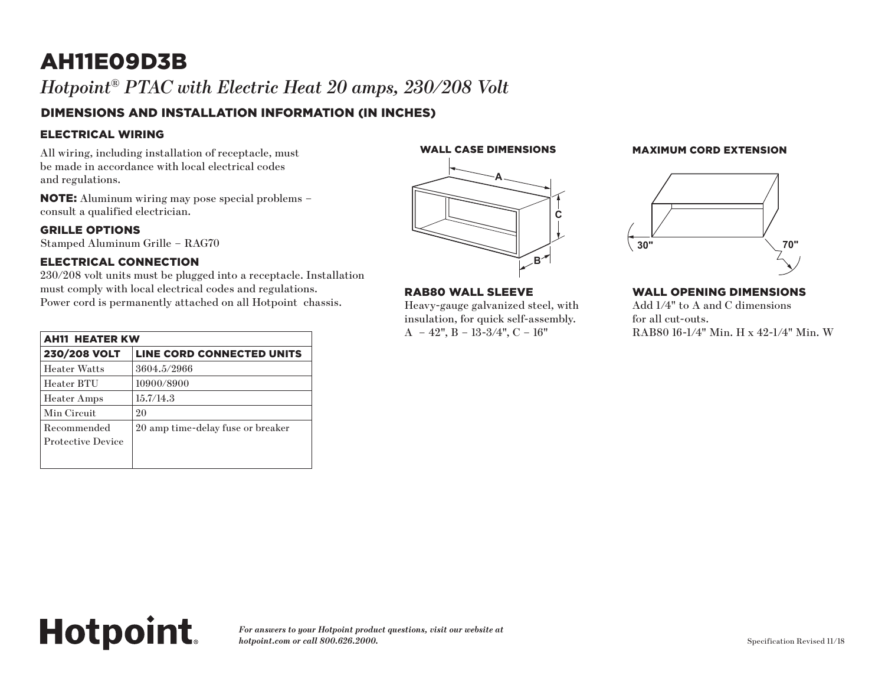# AH11E09D3B

*Hotpoint® PTAC with Electric Heat 20 amps, 230/208 Volt*

## DIMENSIONS AND INSTALLATION INFORMATION (IN INCHES)

### ELECTRICAL WIRING

All wiring, including installation of receptacle, must be made in accordance with local electrical codes and regulations.

**NOTE:** Aluminum wiring may pose special problems – consult a qualified electrician.

### GRILLE OPTIONS

Stamped Aluminum Grille – RAG70

### ELECTRICAL CONNECTION

230/208 volt units must be plugged into a receptacle. Installation must comply with local electrical codes and regulations. Power cord is permanently attached on all Hotpoint chassis.

| AH11 HEATER KW | |
|---|---|
| **230/208 VOLT** | **LINE CORD CONNECTED UNITS** |
| Heater Watts | 3604.5/2966 |
| Heater BTU | 10900/8900 |
| Heater Amps | 15.7/14.3 |
| Min Circuit | 20 |
| Recommended Protective Device | 20 amp time-delay fuse or breaker |

### WALL CASE DIMENSIONS

A

C

B

### RAB80 WALL SLEEVE

Heavy-gauge galvanized steel, with insulation, for quick self-assembly.
A – 42", B – 13-3/4", C – 16"

### MAXIMUM CORD EXTENSION

30"

70"

### WALL OPENING DIMENSIONS

Add 1/4" to A and C dimensions for all cut-outs.
RAB80 16-1/4" Min. H x 42-1/4" Min. W

Hotpoint.

*For answers to your Hotpoint product questions, visit our website at hotpoint.com or call 800.626.2000.*

Specification Revised 11/18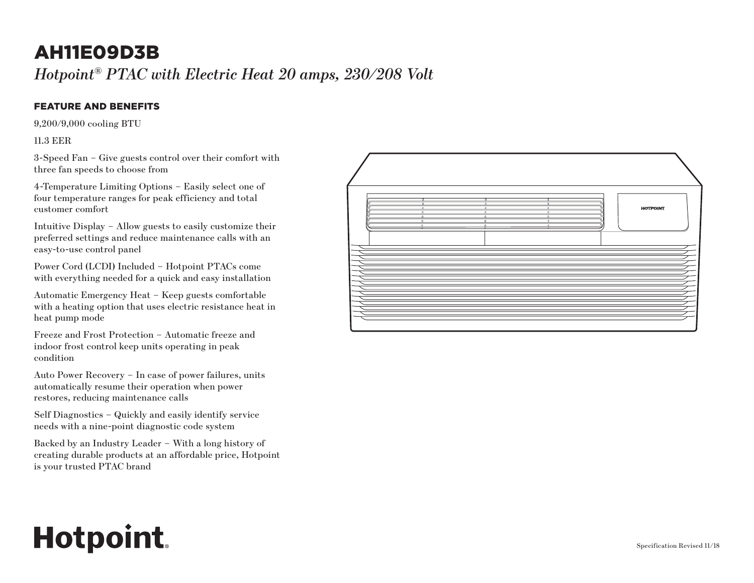# AH11E09D3B

*Hotpoint® PTAC with Electric Heat 20 amps, 230/208 Volt*

### FEATURE AND BENEFITS

9,200/9,000 cooling BTU

11.3 EER

3-Speed Fan – Give guests control over their comfort with three fan speeds to choose from

4-Temperature Limiting Options – Easily select one of four temperature ranges for peak efficiency and total customer comfort

Intuitive Display – Allow guests to easily customize their preferred settings and reduce maintenance calls with an easy-to-use control panel

Power Cord (LCDI) Included – Hotpoint PTACs come with everything needed for a quick and easy installation

Automatic Emergency Heat – Keep guests comfortable with a heating option that uses electric resistance heat in heat pump mode

Freeze and Frost Protection – Automatic freeze and indoor frost control keep units operating in peak condition

Auto Power Recovery – In case of power failures, units automatically resume their operation when power restores, reducing maintenance calls

Self Diagnostics – Quickly and easily identify service needs with a nine-point diagnostic code system

Backed by an Industry Leader – With a long history of creating durable products at an affordable price, Hotpoint is your trusted PTAC brand

Hotpoint.

Specification Revised 11/18